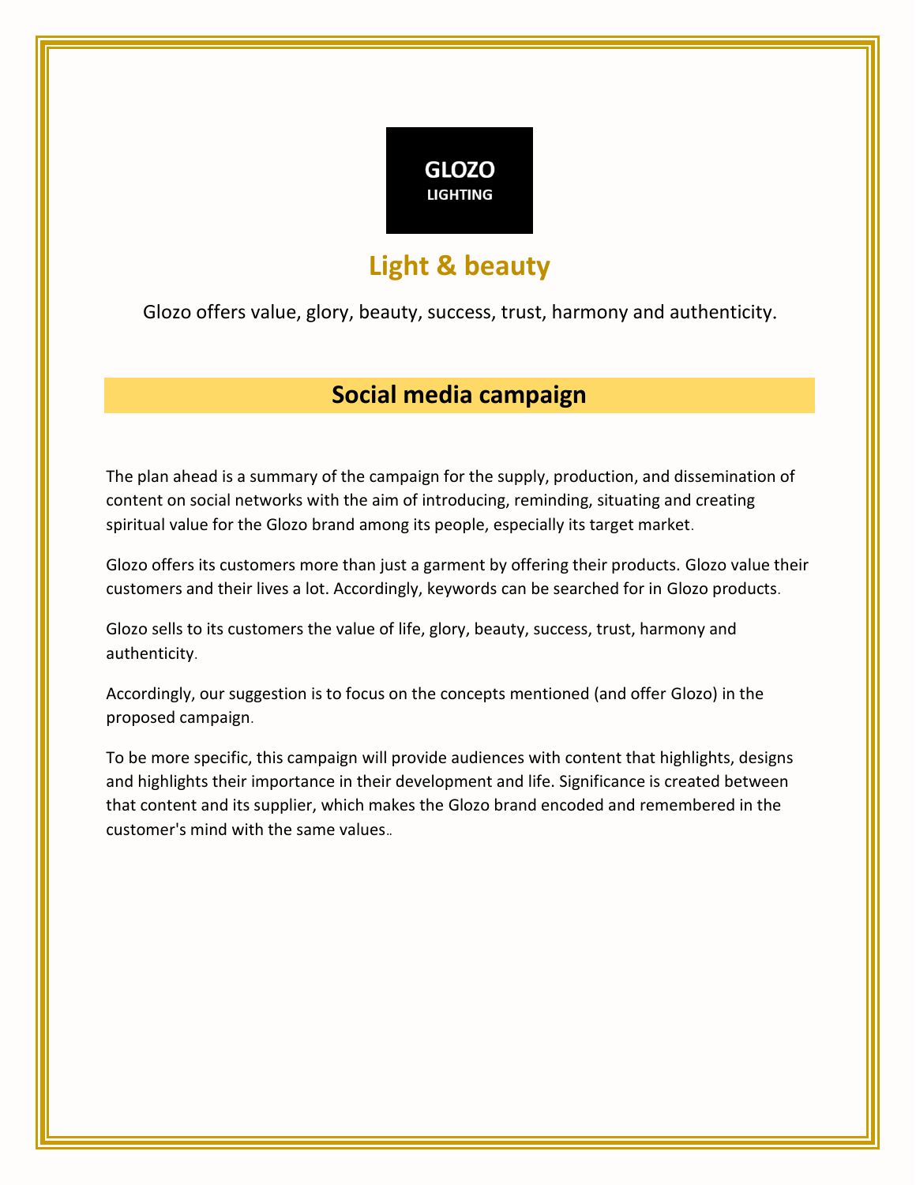**GLOZO**
**LIGHTING**

# Light & beauty

Glozo offers value, glory, beauty, success, trust, harmony and authenticity.

## Social media campaign

The plan ahead is a summary of the campaign for the supply, production, and dissemination of content on social networks with the aim of introducing, reminding, situating and creating spiritual value for the Glozo brand among its people, especially its target market.

Glozo offers its customers more than just a garment by offering their products. Glozo value their customers and their lives a lot. Accordingly, keywords can be searched for in Glozo products.

Glozo sells to its customers the value of life, glory, beauty, success, trust, harmony and authenticity.

Accordingly, our suggestion is to focus on the concepts mentioned (and offer Glozo) in the proposed campaign.

To be more specific, this campaign will provide audiences with content that highlights, designs and highlights their importance in their development and life. Significance is created between that content and its supplier, which makes the Glozo brand encoded and remembered in the customer's mind with the same values..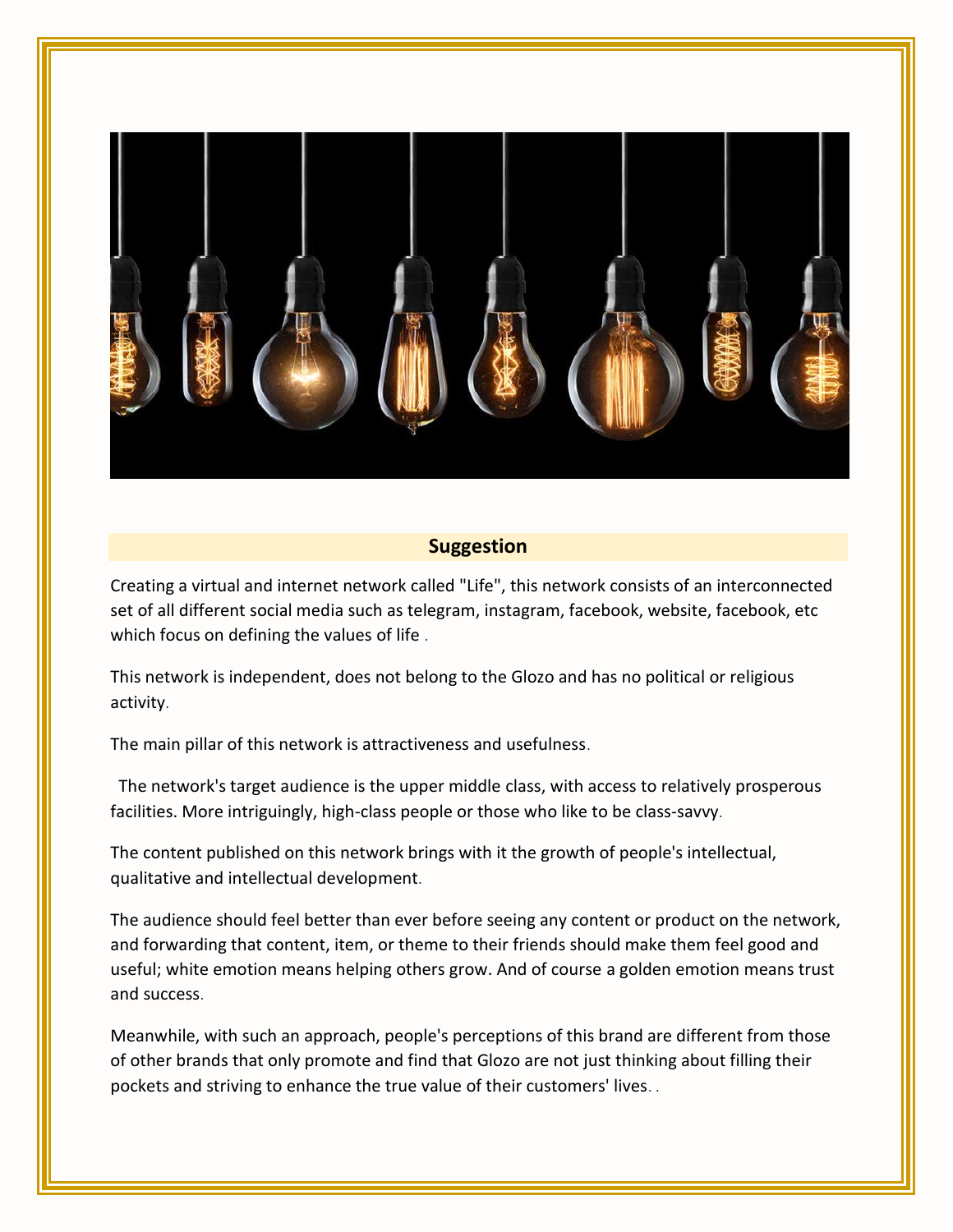## Suggestion

Creating a virtual and internet network called "Life", this network consists of an interconnected set of all different social media such as telegram, instagram, facebook, website, facebook, etc which focus on defining the values of life .

This network is independent, does not belong to the Glozo and has no political or religious activity.

The main pillar of this network is attractiveness and usefulness.

The network's target audience is the upper middle class, with access to relatively prosperous facilities. More intriguingly, high-class people or those who like to be class-savvy.

The content published on this network brings with it the growth of people's intellectual, qualitative and intellectual development.

The audience should feel better than ever before seeing any content or product on the network, and forwarding that content, item, or theme to their friends should make them feel good and useful; white emotion means helping others grow. And of course a golden emotion means trust and success.

Meanwhile, with such an approach, people's perceptions of this brand are different from those of other brands that only promote and find that Glozo are not just thinking about filling their pockets and striving to enhance the true value of their customers' lives. .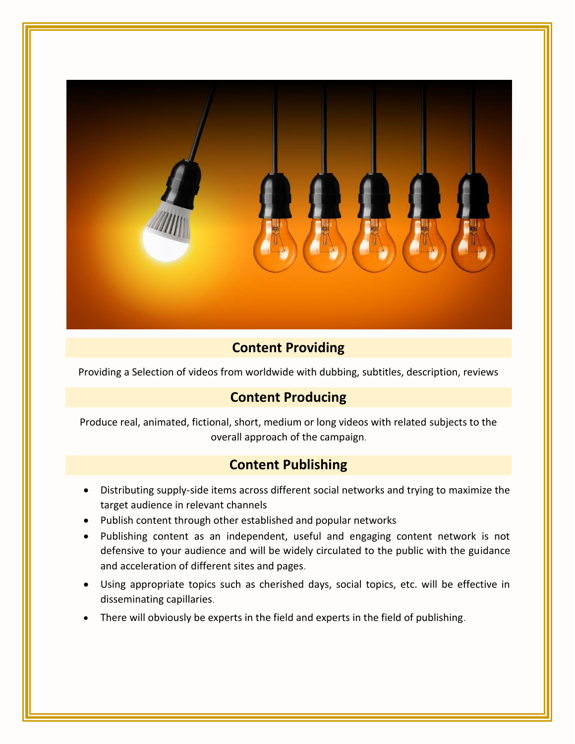## Content Providing

Providing a Selection of videos from worldwide with dubbing, subtitles, description, reviews

## Content Producing

Produce real, animated, fictional, short, medium or long videos with related subjects to the overall approach of the campaign.

## Content Publishing

- Distributing supply-side items across different social networks and trying to maximize the target audience in relevant channels
- Publish content through other established and popular networks
- Publishing content as an independent, useful and engaging content network is not defensive to your audience and will be widely circulated to the public with the guidance and acceleration of different sites and pages.
- Using appropriate topics such as cherished days, social topics, etc. will be effective in disseminating capillaries.
- There will obviously be experts in the field and experts in the field of publishing.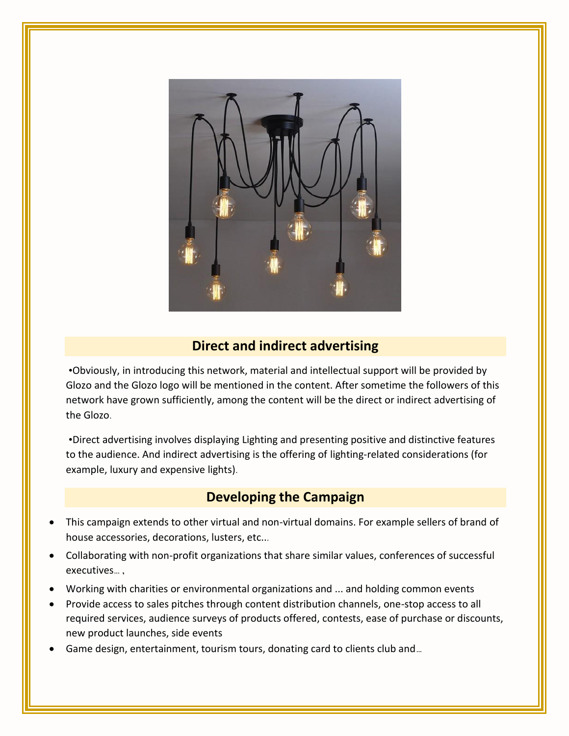## Direct and indirect advertising

•Obviously, in introducing this network, material and intellectual support will be provided by Glozo and the Glozo logo will be mentioned in the content. After sometime the followers of this network have grown sufficiently, among the content will be the direct or indirect advertising of the Glozo.

•Direct advertising involves displaying Lighting and presenting positive and distinctive features to the audience. And indirect advertising is the offering of lighting-related considerations (for example, luxury and expensive lights).

## Developing the Campaign

- This campaign extends to other virtual and non-virtual domains. For example sellers of brand of house accessories, decorations, lusters, etc...
- Collaborating with non-profit organizations that share similar values, conferences of successful executives… ,
- Working with charities or environmental organizations and ... and holding common events
- Provide access to sales pitches through content distribution channels, one-stop access to all required services, audience surveys of products offered, contests, ease of purchase or discounts, new product launches, side events
- Game design, entertainment, tourism tours, donating card to clients club and…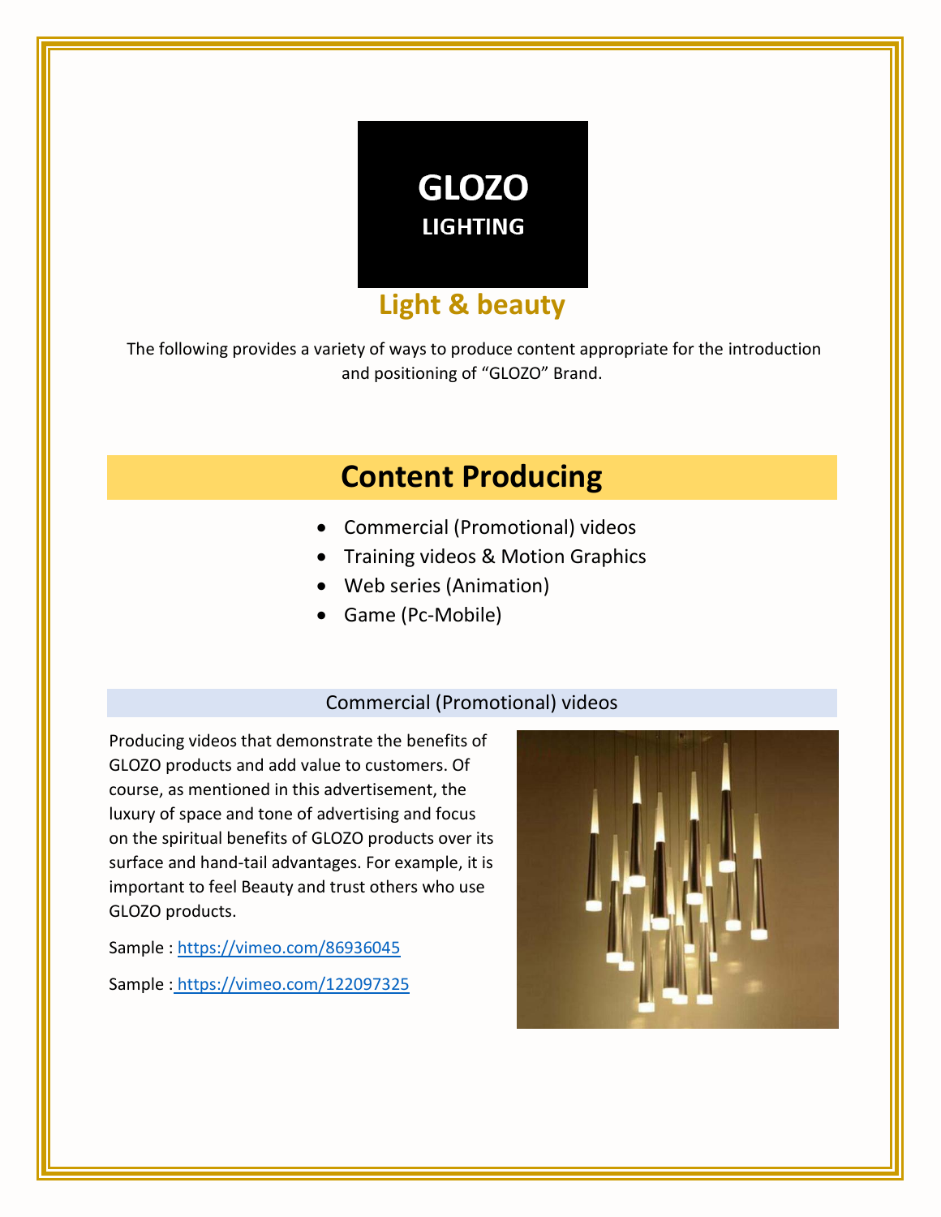# GLOZO

**LIGHTING**

## Light & beauty

The following provides a variety of ways to produce content appropriate for the introduction and positioning of "GLOZO" Brand.

## Content Producing

- Commercial (Promotional) videos
- Training videos & Motion Graphics
- Web series (Animation)
- Game (Pc-Mobile)

### Commercial (Promotional) videos

Producing videos that demonstrate the benefits of GLOZO products and add value to customers. Of course, as mentioned in this advertisement, the luxury of space and tone of advertising and focus on the spiritual benefits of GLOZO products over its surface and hand-tail advantages. For example, it is important to feel Beauty and trust others who use GLOZO products.

Sample : https://vimeo.com/86936045

Sample : https://vimeo.com/122097325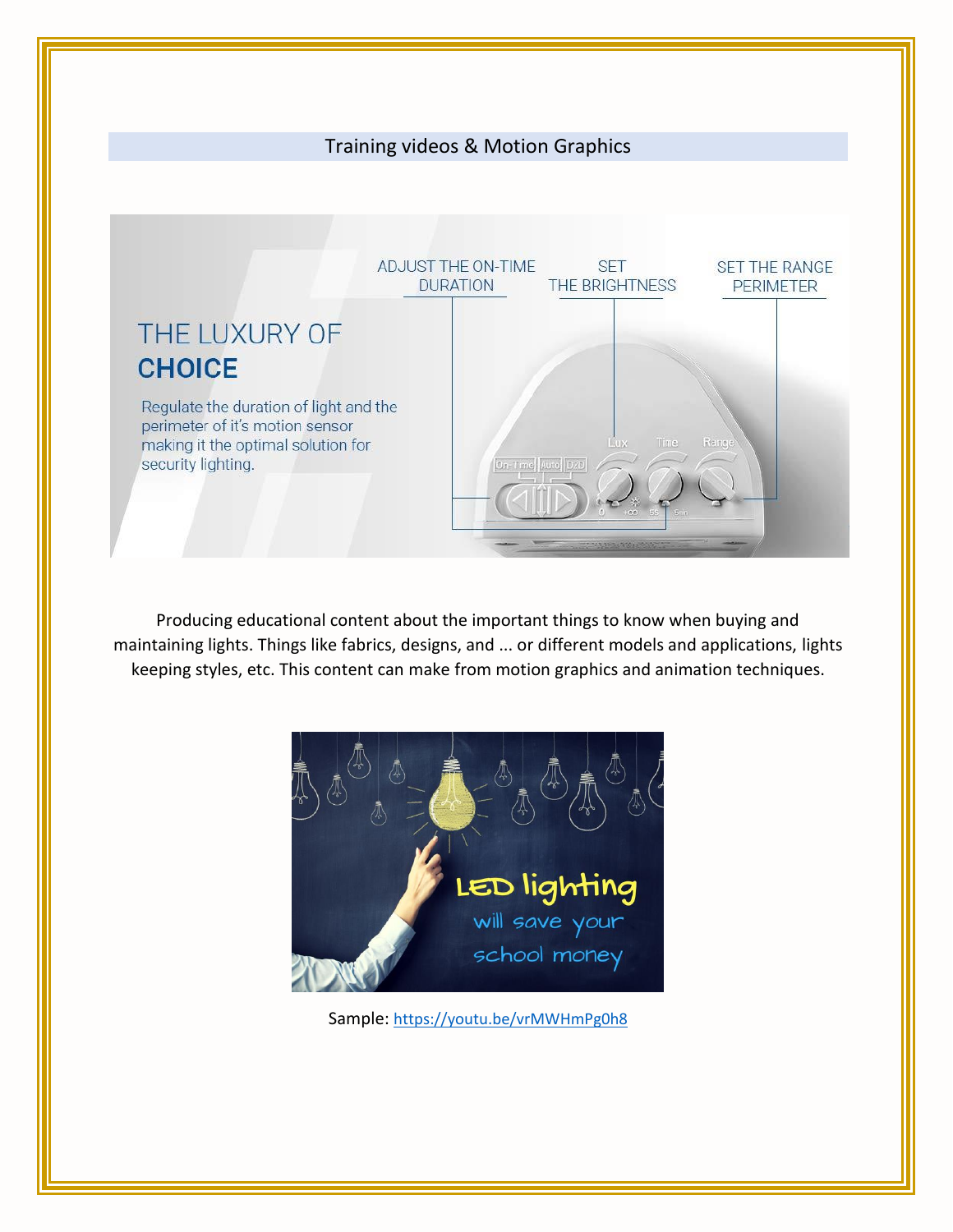## Training videos & Motion Graphics

Producing educational content about the important things to know when buying and maintaining lights. Things like fabrics, designs, and ... or different models and applications, lights keeping styles, etc. This content can make from motion graphics and animation techniques.

Sample: https://youtu.be/vrMWHmPg0h8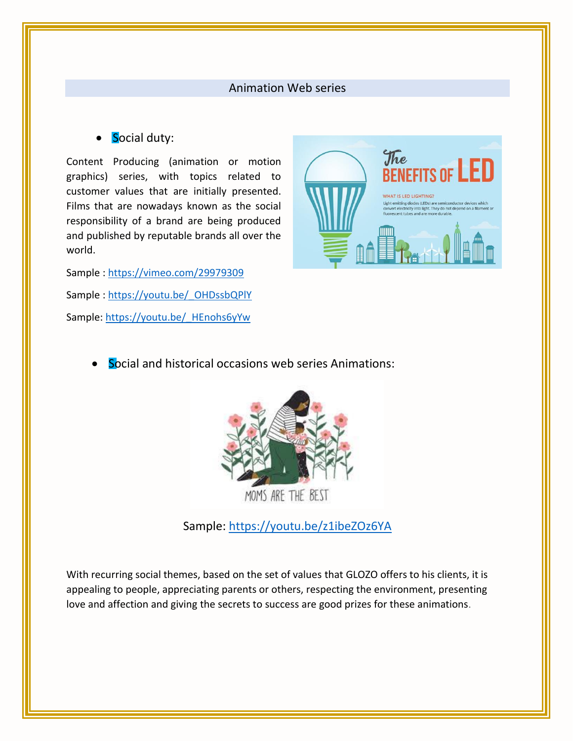## Animation Web series

- Social duty:

Content Producing (animation or motion graphics) series, with topics related to customer values that are initially presented. Films that are nowadays known as the social responsibility of a brand are being produced and published by reputable brands all over the world.

Sample : https://vimeo.com/29979309

Sample : https://youtu.be/_OHDssbQPlY

Sample: https://youtu.be/_HEnohs6yYw

- Social and historical occasions web series Animations:

Sample: https://youtu.be/z1ibeZOz6YA

With recurring social themes, based on the set of values that GLOZO offers to his clients, it is appealing to people, appreciating parents or others, respecting the environment, presenting love and affection and giving the secrets to success are good prizes for these animations.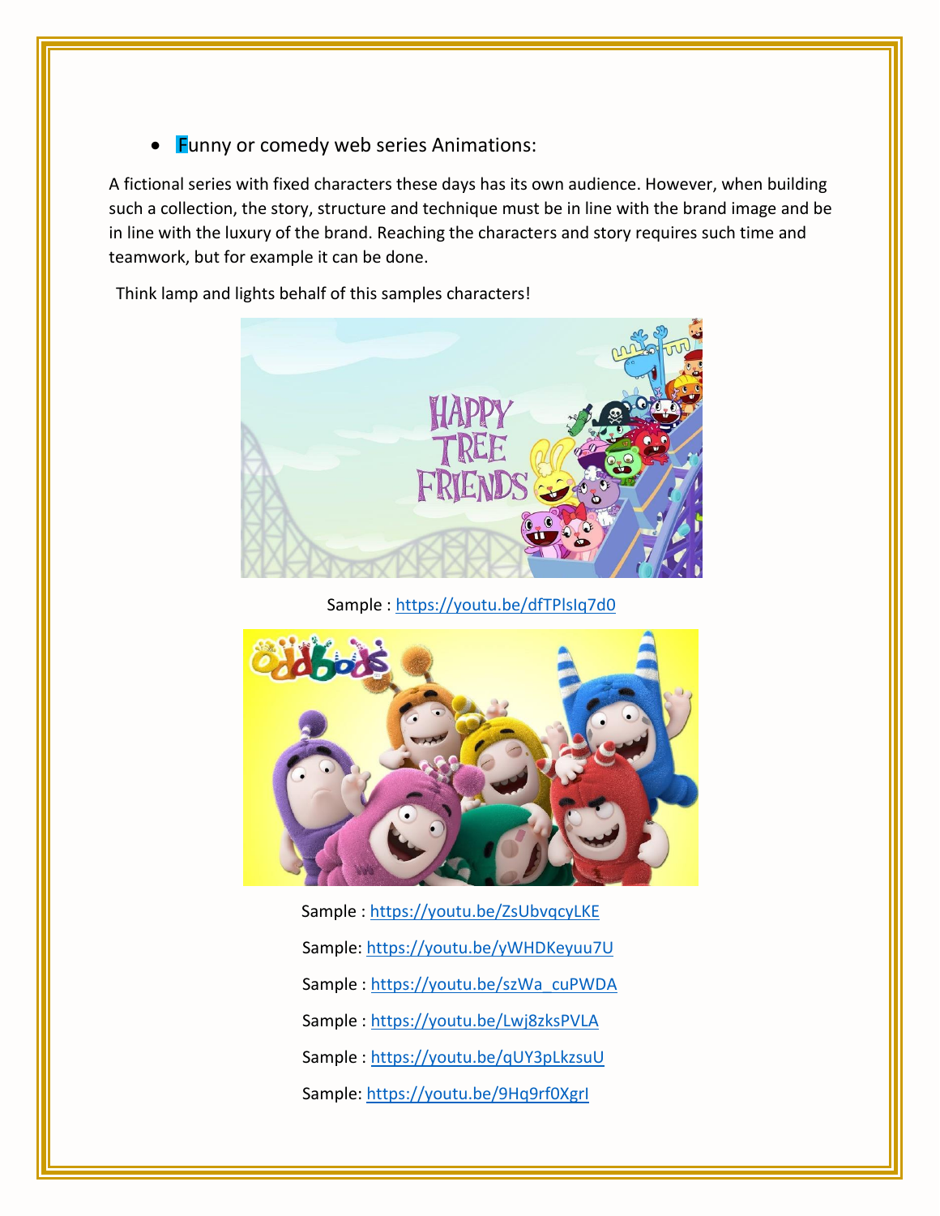- Funny or comedy web series Animations:

A fictional series with fixed characters these days has its own audience. However, when building such a collection, the story, structure and technique must be in line with the brand image and be in line with the luxury of the brand. Reaching the characters and story requires such time and teamwork, but for example it can be done.

Think lamp and lights behalf of this samples characters!

Sample : https://youtu.be/dfTPlsIq7d0

Sample : https://youtu.be/ZsUbvqcyLKE

Sample: https://youtu.be/yWHDKeyuu7U

Sample : https://youtu.be/szWa_cuPWDA

Sample : https://youtu.be/Lwj8zksPVLA

Sample : https://youtu.be/qUY3pLkzsuU

Sample: https://youtu.be/9Hq9rf0XgrI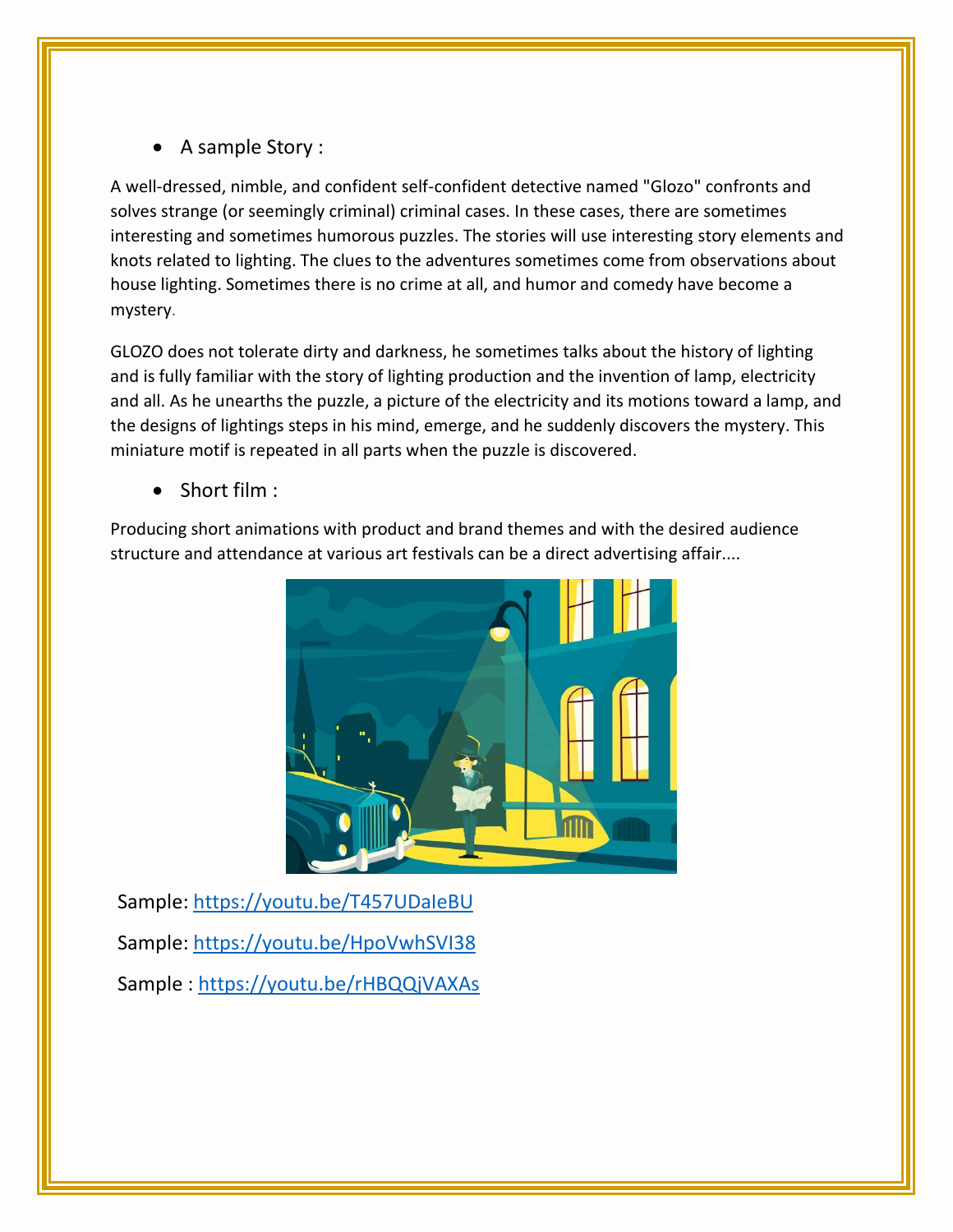- A sample Story :

A well-dressed, nimble, and confident self-confident detective named "Glozo" confronts and solves strange (or seemingly criminal) criminal cases. In these cases, there are sometimes interesting and sometimes humorous puzzles. The stories will use interesting story elements and knots related to lighting. The clues to the adventures sometimes come from observations about house lighting. Sometimes there is no crime at all, and humor and comedy have become a mystery.

GLOZO does not tolerate dirty and darkness, he sometimes talks about the history of lighting and is fully familiar with the story of lighting production and the invention of lamp, electricity and all. As he unearths the puzzle, a picture of the electricity and its motions toward a lamp, and the designs of lightings steps in his mind, emerge, and he suddenly discovers the mystery. This miniature motif is repeated in all parts when the puzzle is discovered.

- Short film :

Producing short animations with product and brand themes and with the desired audience structure and attendance at various art festivals can be a direct advertising affair....

Sample: https://youtu.be/T457UDaIeBU

Sample: https://youtu.be/HpoVwhSVI38

Sample : https://youtu.be/rHBQQjVAXAs